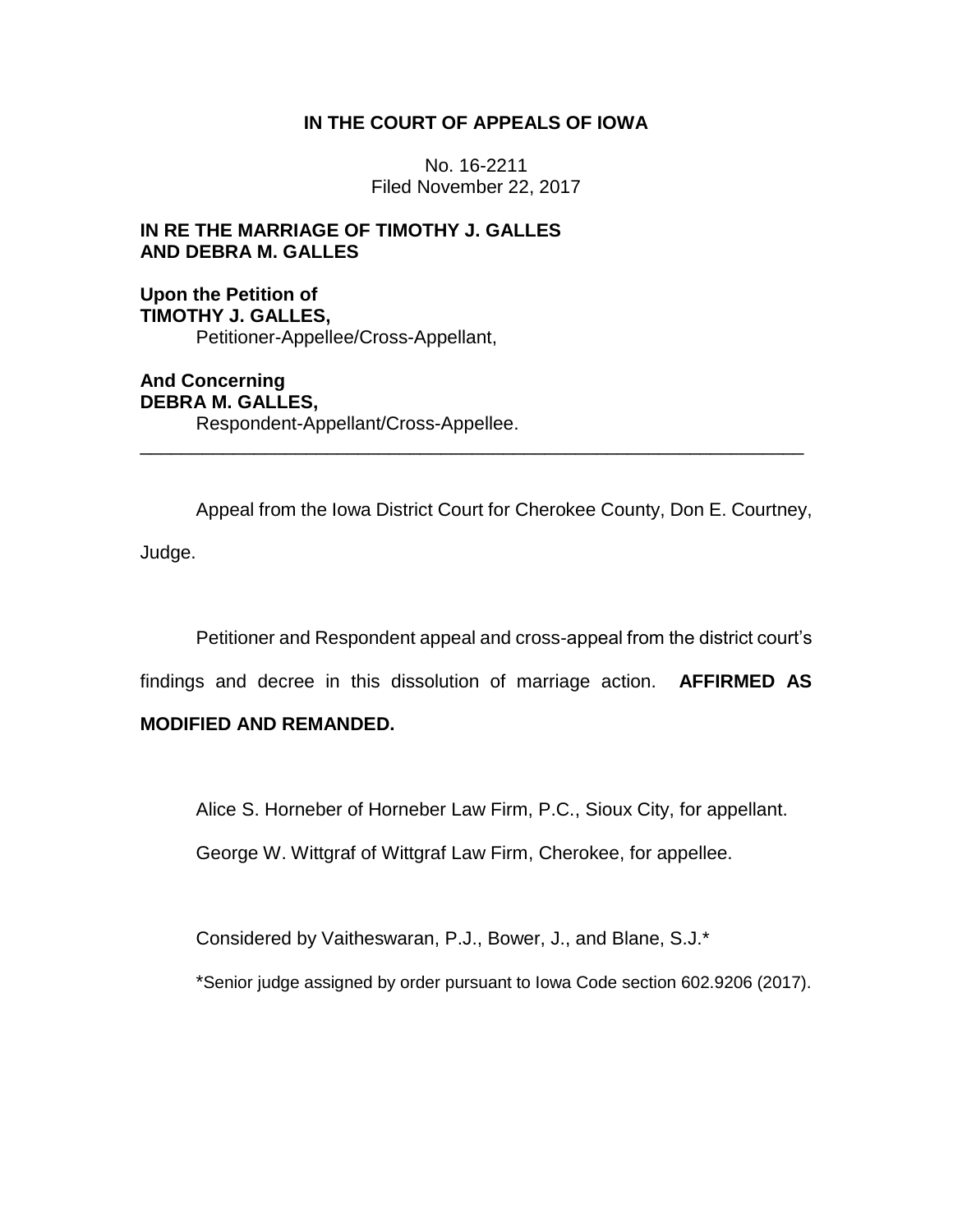# IN THE COURT OF APPEALS OF IOWA

No. 16-2211
Filed November 22, 2017

**IN RE THE MARRIAGE OF TIMOTHY J. GALLES AND DEBRA M. GALLES**

**Upon the Petition of**
**TIMOTHY J. GALLES,**
Petitioner-Appellee/Cross-Appellant,

**And Concerning**
**DEBRA M. GALLES,**
Respondent-Appellant/Cross-Appellee.

---

Appeal from the Iowa District Court for Cherokee County, Don E. Courtney, Judge.

Petitioner and Respondent appeal and cross-appeal from the district court's findings and decree in this dissolution of marriage action. **AFFIRMED AS MODIFIED AND REMANDED.**

Alice S. Horneber of Horneber Law Firm, P.C., Sioux City, for appellant.

George W. Wittgraf of Wittgraf Law Firm, Cherokee, for appellee.

Considered by Vaitheswaran, P.J., Bower, J., and Blane, S.J.*

*Senior judge assigned by order pursuant to Iowa Code section 602.9206 (2017).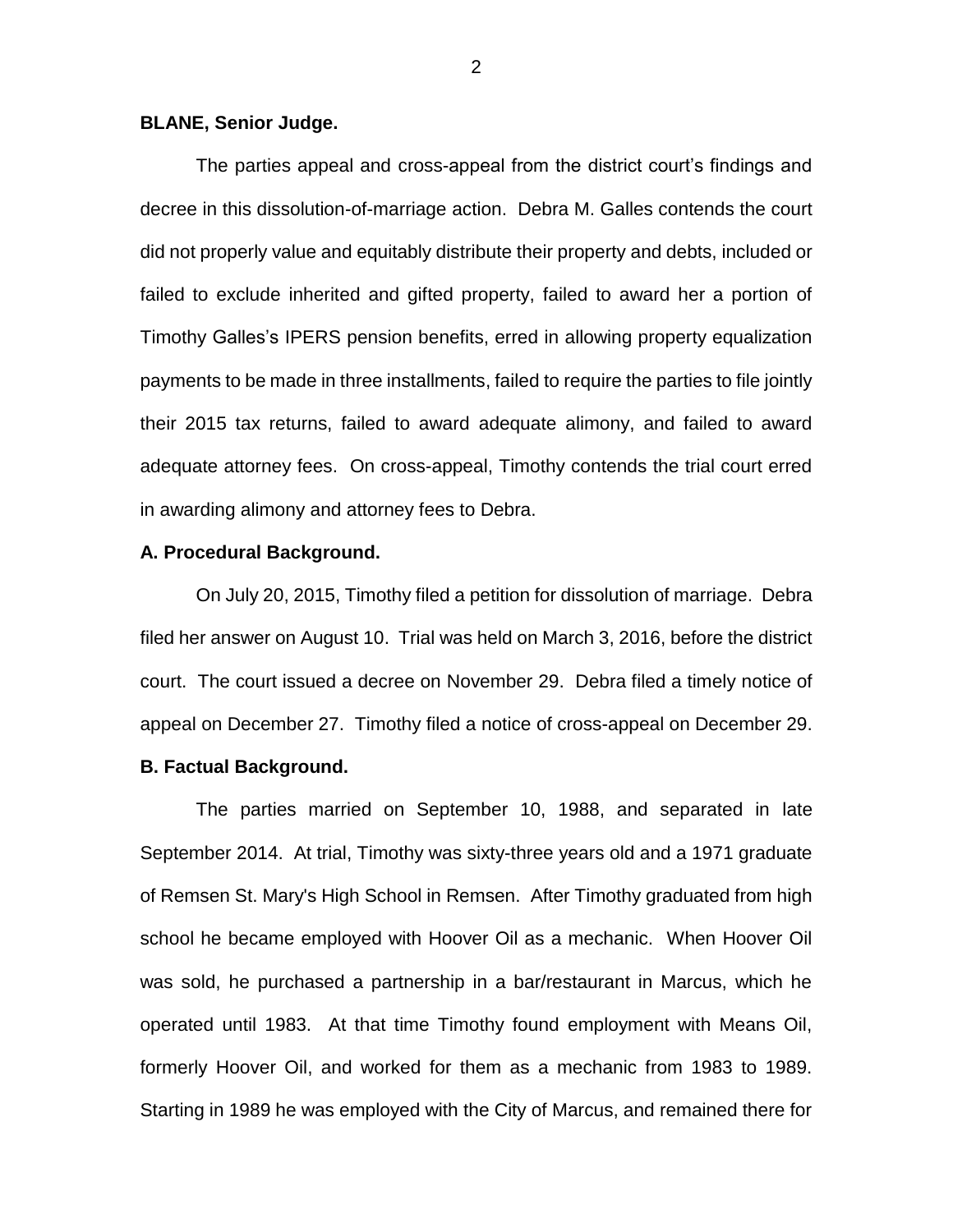**BLANE, Senior Judge.**

The parties appeal and cross-appeal from the district court's findings and decree in this dissolution-of-marriage action. Debra M. Galles contends the court did not properly value and equitably distribute their property and debts, included or failed to exclude inherited and gifted property, failed to award her a portion of Timothy Galles's IPERS pension benefits, erred in allowing property equalization payments to be made in three installments, failed to require the parties to file jointly their 2015 tax returns, failed to award adequate alimony, and failed to award adequate attorney fees. On cross-appeal, Timothy contends the trial court erred in awarding alimony and attorney fees to Debra.

**A. Procedural Background.**

On July 20, 2015, Timothy filed a petition for dissolution of marriage. Debra filed her answer on August 10. Trial was held on March 3, 2016, before the district court. The court issued a decree on November 29. Debra filed a timely notice of appeal on December 27. Timothy filed a notice of cross-appeal on December 29.

**B. Factual Background.**

The parties married on September 10, 1988, and separated in late September 2014. At trial, Timothy was sixty-three years old and a 1971 graduate of Remsen St. Mary's High School in Remsen. After Timothy graduated from high school he became employed with Hoover Oil as a mechanic. When Hoover Oil was sold, he purchased a partnership in a bar/restaurant in Marcus, which he operated until 1983. At that time Timothy found employment with Means Oil, formerly Hoover Oil, and worked for them as a mechanic from 1983 to 1989. Starting in 1989 he was employed with the City of Marcus, and remained there for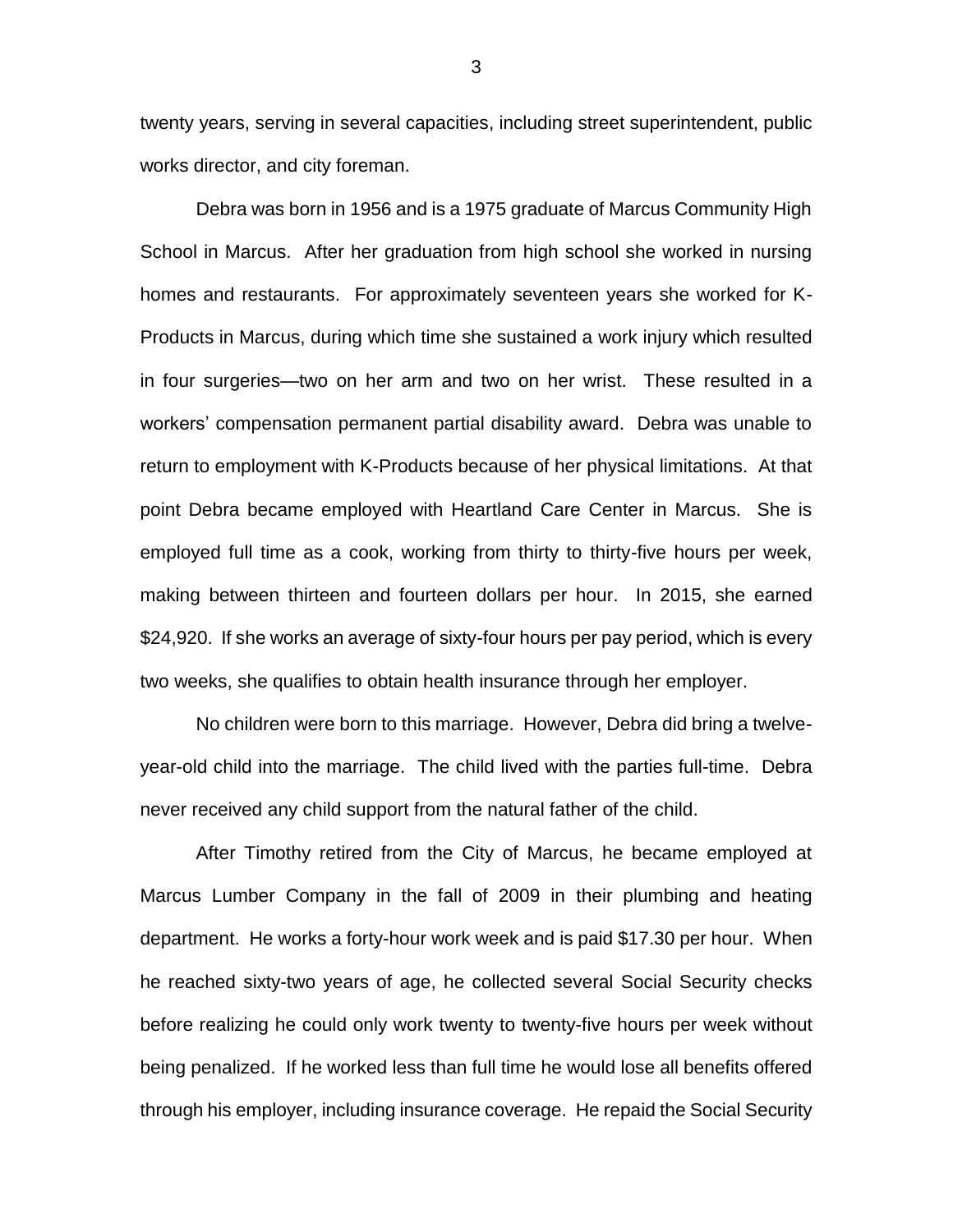twenty years, serving in several capacities, including street superintendent, public works director, and city foreman.

Debra was born in 1956 and is a 1975 graduate of Marcus Community High School in Marcus. After her graduation from high school she worked in nursing homes and restaurants. For approximately seventeen years she worked for K-Products in Marcus, during which time she sustained a work injury which resulted in four surgeries—two on her arm and two on her wrist. These resulted in a workers' compensation permanent partial disability award. Debra was unable to return to employment with K-Products because of her physical limitations. At that point Debra became employed with Heartland Care Center in Marcus. She is employed full time as a cook, working from thirty to thirty-five hours per week, making between thirteen and fourteen dollars per hour. In 2015, she earned $24,920. If she works an average of sixty-four hours per pay period, which is every two weeks, she qualifies to obtain health insurance through her employer.

No children were born to this marriage. However, Debra did bring a twelve-year-old child into the marriage. The child lived with the parties full-time. Debra never received any child support from the natural father of the child.

After Timothy retired from the City of Marcus, he became employed at Marcus Lumber Company in the fall of 2009 in their plumbing and heating department. He works a forty-hour work week and is paid $17.30 per hour. When he reached sixty-two years of age, he collected several Social Security checks before realizing he could only work twenty to twenty-five hours per week without being penalized. If he worked less than full time he would lose all benefits offered through his employer, including insurance coverage. He repaid the Social Security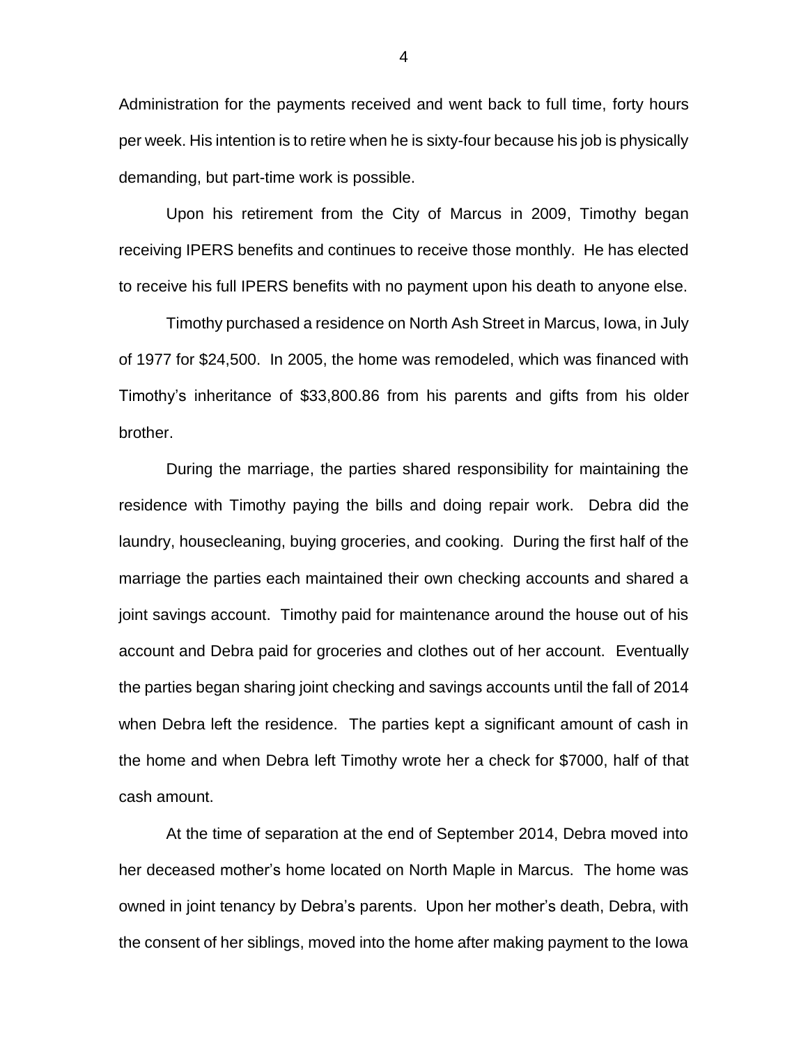Administration for the payments received and went back to full time, forty hours per week. His intention is to retire when he is sixty-four because his job is physically demanding, but part-time work is possible.

Upon his retirement from the City of Marcus in 2009, Timothy began receiving IPERS benefits and continues to receive those monthly. He has elected to receive his full IPERS benefits with no payment upon his death to anyone else.

Timothy purchased a residence on North Ash Street in Marcus, Iowa, in July of 1977 for $24,500. In 2005, the home was remodeled, which was financed with Timothy's inheritance of $33,800.86 from his parents and gifts from his older brother.

During the marriage, the parties shared responsibility for maintaining the residence with Timothy paying the bills and doing repair work. Debra did the laundry, housecleaning, buying groceries, and cooking. During the first half of the marriage the parties each maintained their own checking accounts and shared a joint savings account. Timothy paid for maintenance around the house out of his account and Debra paid for groceries and clothes out of her account. Eventually the parties began sharing joint checking and savings accounts until the fall of 2014 when Debra left the residence. The parties kept a significant amount of cash in the home and when Debra left Timothy wrote her a check for $7000, half of that cash amount.

At the time of separation at the end of September 2014, Debra moved into her deceased mother's home located on North Maple in Marcus. The home was owned in joint tenancy by Debra's parents. Upon her mother's death, Debra, with the consent of her siblings, moved into the home after making payment to the Iowa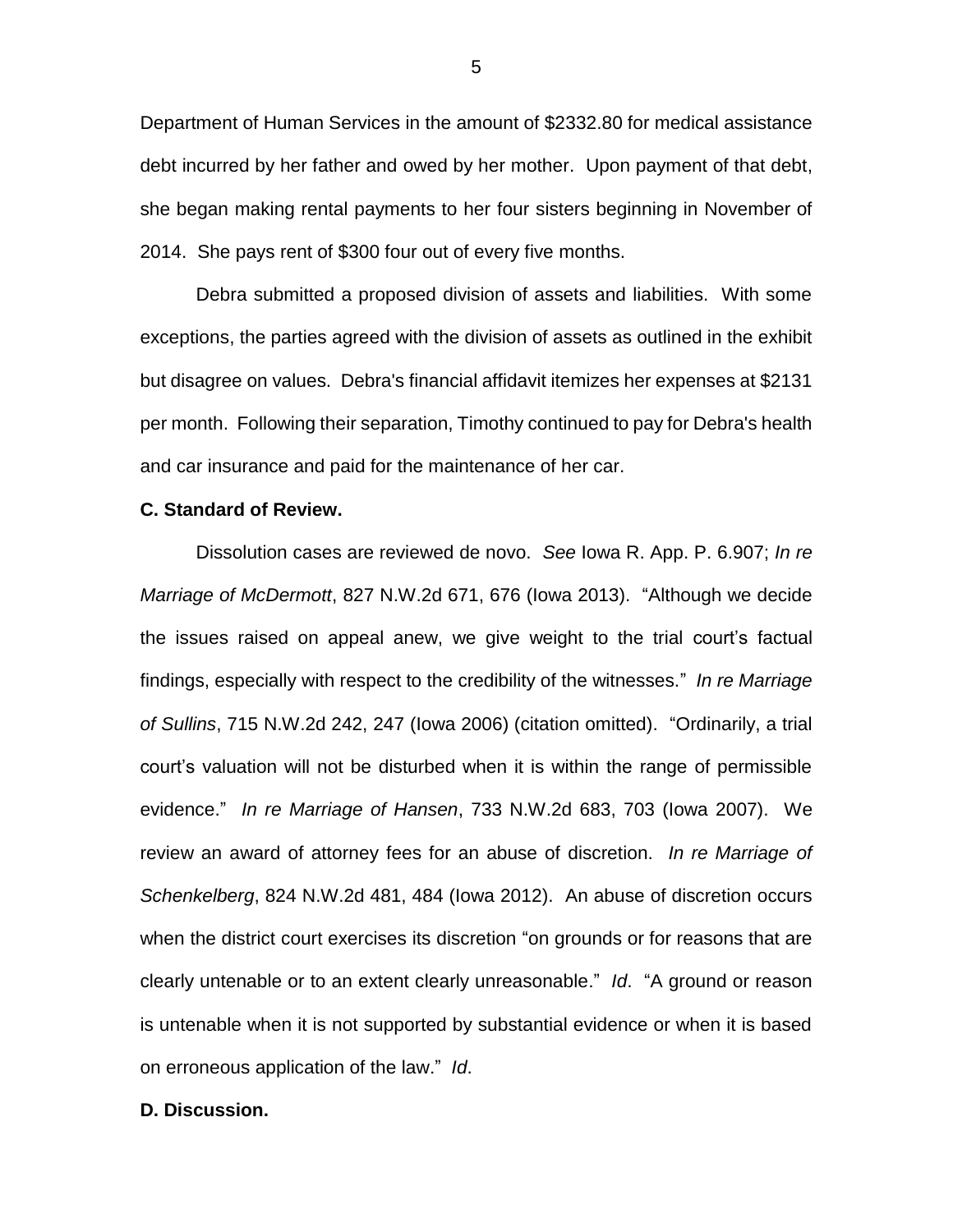Department of Human Services in the amount of $2332.80 for medical assistance debt incurred by her father and owed by her mother. Upon payment of that debt, she began making rental payments to her four sisters beginning in November of 2014. She pays rent of $300 four out of every five months.

Debra submitted a proposed division of assets and liabilities. With some exceptions, the parties agreed with the division of assets as outlined in the exhibit but disagree on values. Debra's financial affidavit itemizes her expenses at $2131 per month. Following their separation, Timothy continued to pay for Debra's health and car insurance and paid for the maintenance of her car.

**C. Standard of Review.**

Dissolution cases are reviewed de novo. *See* Iowa R. App. P. 6.907; *In re Marriage of McDermott*, 827 N.W.2d 671, 676 (Iowa 2013). "Although we decide the issues raised on appeal anew, we give weight to the trial court's factual findings, especially with respect to the credibility of the witnesses." *In re Marriage of Sullins*, 715 N.W.2d 242, 247 (Iowa 2006) (citation omitted). "Ordinarily, a trial court's valuation will not be disturbed when it is within the range of permissible evidence." *In re Marriage of Hansen*, 733 N.W.2d 683, 703 (Iowa 2007). We review an award of attorney fees for an abuse of discretion. *In re Marriage of Schenkelberg*, 824 N.W.2d 481, 484 (Iowa 2012). An abuse of discretion occurs when the district court exercises its discretion "on grounds or for reasons that are clearly untenable or to an extent clearly unreasonable." *Id*. "A ground or reason is untenable when it is not supported by substantial evidence or when it is based on erroneous application of the law." *Id*.

**D. Discussion.**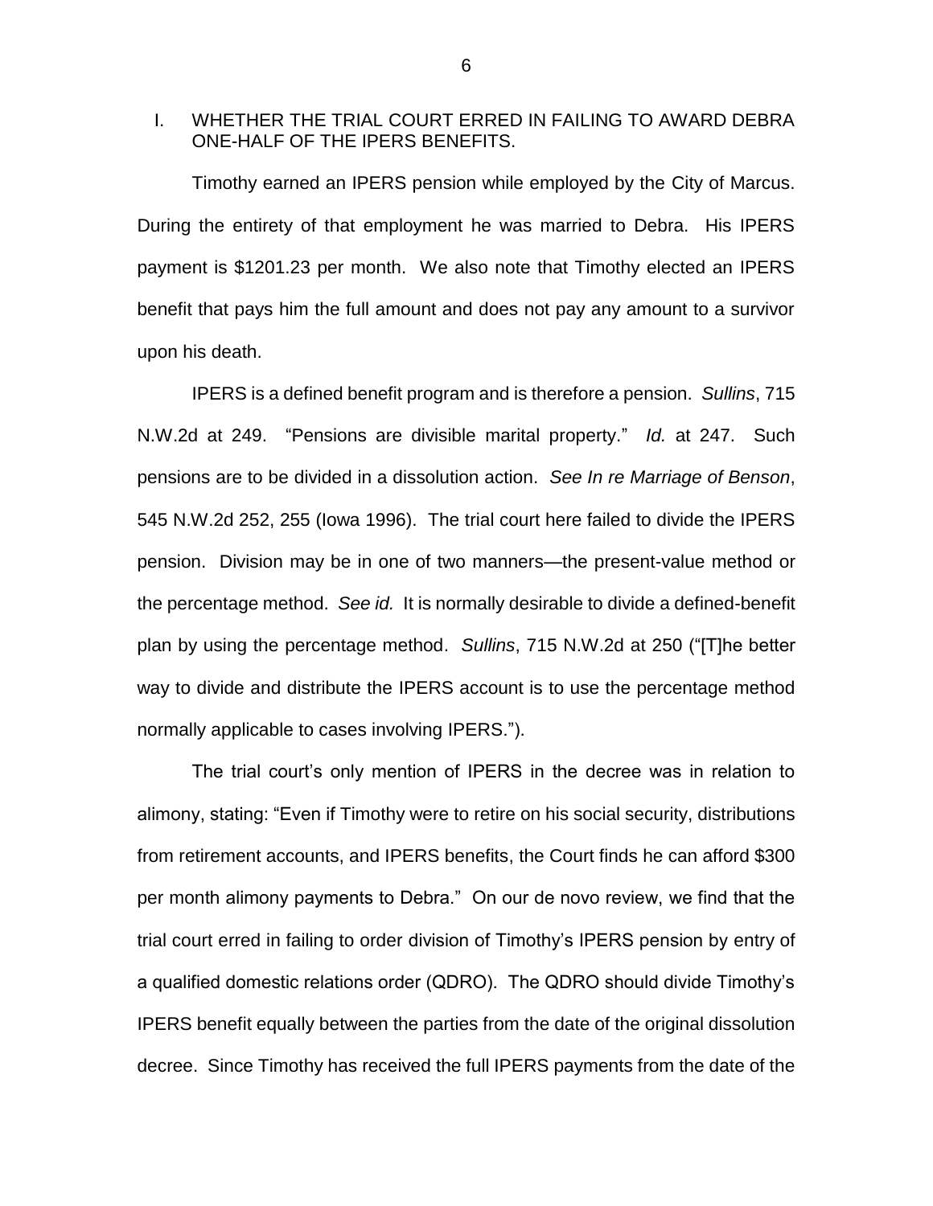## I. WHETHER THE TRIAL COURT ERRED IN FAILING TO AWARD DEBRA ONE-HALF OF THE IPERS BENEFITS.

Timothy earned an IPERS pension while employed by the City of Marcus. During the entirety of that employment he was married to Debra. His IPERS payment is $1201.23 per month. We also note that Timothy elected an IPERS benefit that pays him the full amount and does not pay any amount to a survivor upon his death.

IPERS is a defined benefit program and is therefore a pension. *Sullins*, 715 N.W.2d at 249. "Pensions are divisible marital property." *Id.* at 247. Such pensions are to be divided in a dissolution action. *See In re Marriage of Benson*, 545 N.W.2d 252, 255 (Iowa 1996). The trial court here failed to divide the IPERS pension. Division may be in one of two manners—the present-value method or the percentage method. *See id.* It is normally desirable to divide a defined-benefit plan by using the percentage method. *Sullins*, 715 N.W.2d at 250 ("[T]he better way to divide and distribute the IPERS account is to use the percentage method normally applicable to cases involving IPERS.").

The trial court's only mention of IPERS in the decree was in relation to alimony, stating: "Even if Timothy were to retire on his social security, distributions from retirement accounts, and IPERS benefits, the Court finds he can afford $300 per month alimony payments to Debra." On our de novo review, we find that the trial court erred in failing to order division of Timothy's IPERS pension by entry of a qualified domestic relations order (QDRO). The QDRO should divide Timothy's IPERS benefit equally between the parties from the date of the original dissolution decree. Since Timothy has received the full IPERS payments from the date of the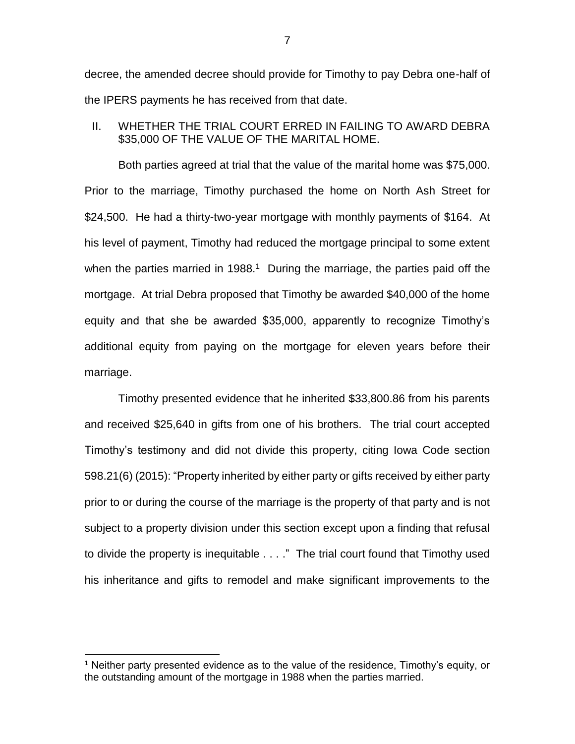decree, the amended decree should provide for Timothy to pay Debra one-half of the IPERS payments he has received from that date.

## II. WHETHER THE TRIAL COURT ERRED IN FAILING TO AWARD DEBRA $35,000 OF THE VALUE OF THE MARITAL HOME.

Both parties agreed at trial that the value of the marital home was $75,000. Prior to the marriage, Timothy purchased the home on North Ash Street for $24,500. He had a thirty-two-year mortgage with monthly payments of $164. At his level of payment, Timothy had reduced the mortgage principal to some extent when the parties married in 1988.[1] During the marriage, the parties paid off the mortgage. At trial Debra proposed that Timothy be awarded $40,000 of the home equity and that she be awarded $35,000, apparently to recognize Timothy's additional equity from paying on the mortgage for eleven years before their marriage.

Timothy presented evidence that he inherited $33,800.86 from his parents and received $25,640 in gifts from one of his brothers. The trial court accepted Timothy's testimony and did not divide this property, citing Iowa Code section 598.21(6) (2015): "Property inherited by either party or gifts received by either party prior to or during the course of the marriage is the property of that party and is not subject to a property division under this section except upon a finding that refusal to divide the property is inequitable . . . ." The trial court found that Timothy used his inheritance and gifts to remodel and make significant improvements to the

[1] Neither party presented evidence as to the value of the residence, Timothy's equity, or the outstanding amount of the mortgage in 1988 when the parties married.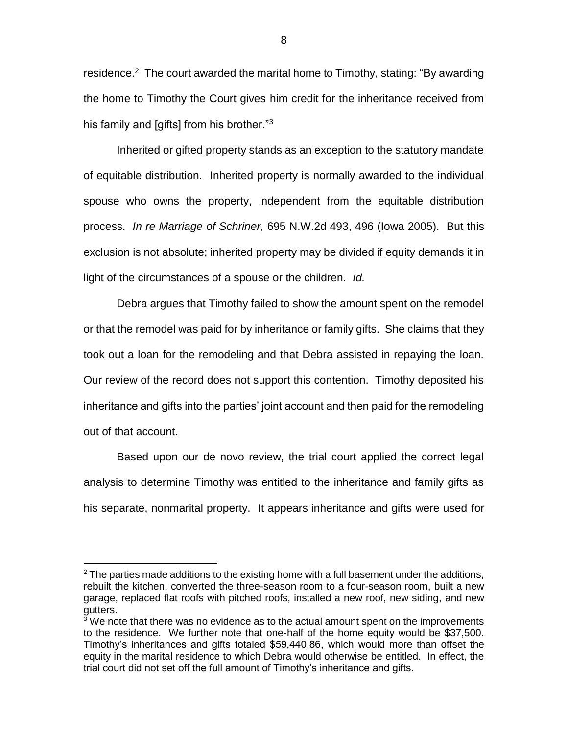residence.[2] The court awarded the marital home to Timothy, stating: "By awarding the home to Timothy the Court gives him credit for the inheritance received from his family and [gifts] from his brother."[3]

Inherited or gifted property stands as an exception to the statutory mandate of equitable distribution. Inherited property is normally awarded to the individual spouse who owns the property, independent from the equitable distribution process. *In re Marriage of Schriner,* 695 N.W.2d 493, 496 (Iowa 2005). But this exclusion is not absolute; inherited property may be divided if equity demands it in light of the circumstances of a spouse or the children. *Id.*

Debra argues that Timothy failed to show the amount spent on the remodel or that the remodel was paid for by inheritance or family gifts. She claims that they took out a loan for the remodeling and that Debra assisted in repaying the loan. Our review of the record does not support this contention. Timothy deposited his inheritance and gifts into the parties' joint account and then paid for the remodeling out of that account.

Based upon our de novo review, the trial court applied the correct legal analysis to determine Timothy was entitled to the inheritance and family gifts as his separate, nonmarital property. It appears inheritance and gifts were used for

---

[2] The parties made additions to the existing home with a full basement under the additions, rebuilt the kitchen, converted the three-season room to a four-season room, built a new garage, replaced flat roofs with pitched roofs, installed a new roof, new siding, and new gutters.

[3] We note that there was no evidence as to the actual amount spent on the improvements to the residence. We further note that one-half of the home equity would be $37,500. Timothy's inheritances and gifts totaled $59,440.86, which would more than offset the equity in the marital residence to which Debra would otherwise be entitled. In effect, the trial court did not set off the full amount of Timothy's inheritance and gifts.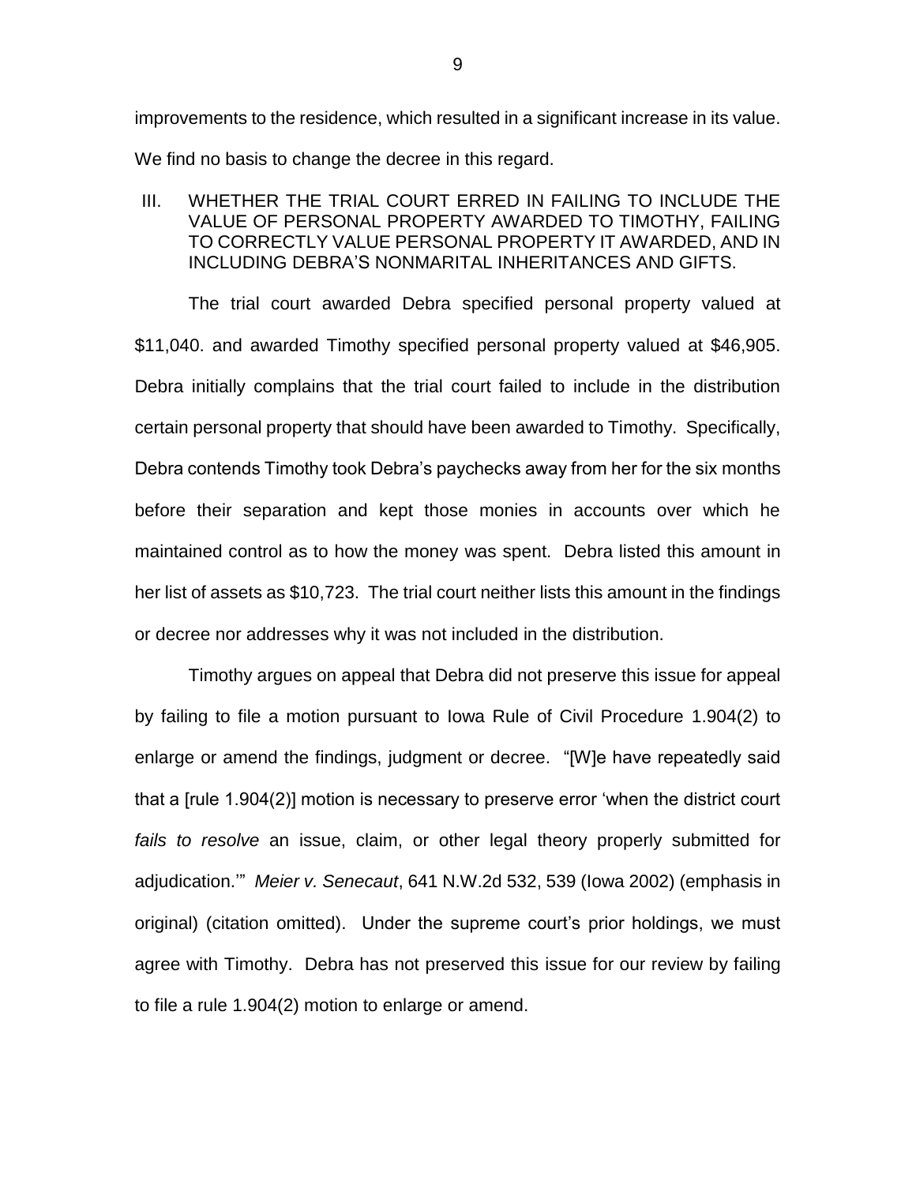improvements to the residence, which resulted in a significant increase in its value. We find no basis to change the decree in this regard.

III. WHETHER THE TRIAL COURT ERRED IN FAILING TO INCLUDE THE VALUE OF PERSONAL PROPERTY AWARDED TO TIMOTHY, FAILING TO CORRECTLY VALUE PERSONAL PROPERTY IT AWARDED, AND IN INCLUDING DEBRA'S NONMARITAL INHERITANCES AND GIFTS.

The trial court awarded Debra specified personal property valued at $11,040. and awarded Timothy specified personal property valued at $46,905. Debra initially complains that the trial court failed to include in the distribution certain personal property that should have been awarded to Timothy. Specifically, Debra contends Timothy took Debra's paychecks away from her for the six months before their separation and kept those monies in accounts over which he maintained control as to how the money was spent. Debra listed this amount in her list of assets as $10,723. The trial court neither lists this amount in the findings or decree nor addresses why it was not included in the distribution.

Timothy argues on appeal that Debra did not preserve this issue for appeal by failing to file a motion pursuant to Iowa Rule of Civil Procedure 1.904(2) to enlarge or amend the findings, judgment or decree. "[W]e have repeatedly said that a [rule 1.904(2)] motion is necessary to preserve error 'when the district court *fails to resolve* an issue, claim, or other legal theory properly submitted for adjudication.'" *Meier v. Senecaut*, 641 N.W.2d 532, 539 (Iowa 2002) (emphasis in original) (citation omitted). Under the supreme court's prior holdings, we must agree with Timothy. Debra has not preserved this issue for our review by failing to file a rule 1.904(2) motion to enlarge or amend.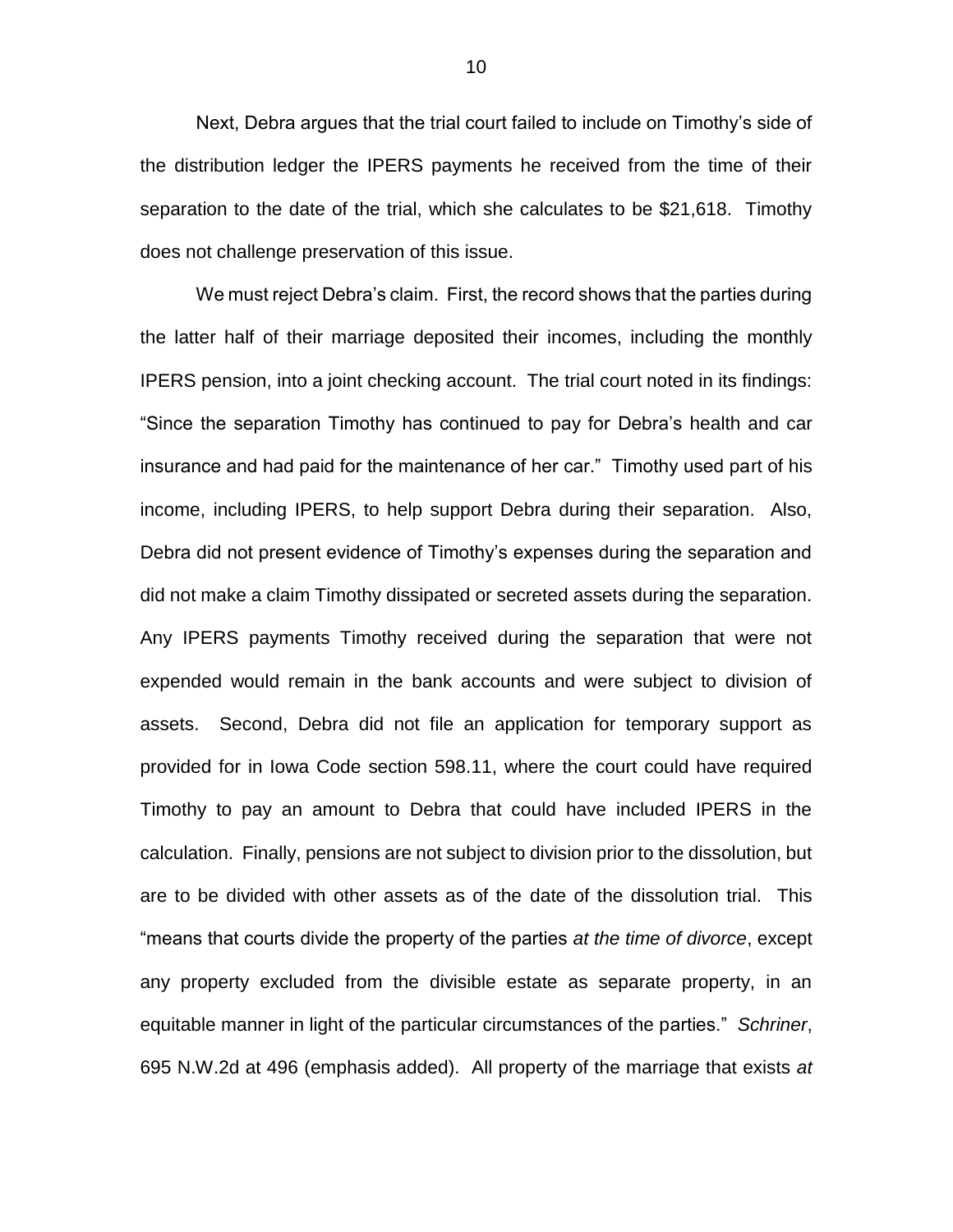Next, Debra argues that the trial court failed to include on Timothy's side of the distribution ledger the IPERS payments he received from the time of their separation to the date of the trial, which she calculates to be $21,618. Timothy does not challenge preservation of this issue.

We must reject Debra's claim. First, the record shows that the parties during the latter half of their marriage deposited their incomes, including the monthly IPERS pension, into a joint checking account. The trial court noted in its findings: "Since the separation Timothy has continued to pay for Debra's health and car insurance and had paid for the maintenance of her car." Timothy used part of his income, including IPERS, to help support Debra during their separation. Also, Debra did not present evidence of Timothy's expenses during the separation and did not make a claim Timothy dissipated or secreted assets during the separation. Any IPERS payments Timothy received during the separation that were not expended would remain in the bank accounts and were subject to division of assets. Second, Debra did not file an application for temporary support as provided for in Iowa Code section 598.11, where the court could have required Timothy to pay an amount to Debra that could have included IPERS in the calculation. Finally, pensions are not subject to division prior to the dissolution, but are to be divided with other assets as of the date of the dissolution trial. This "means that courts divide the property of the parties *at the time of divorce*, except any property excluded from the divisible estate as separate property, in an equitable manner in light of the particular circumstances of the parties." *Schriner*, 695 N.W.2d at 496 (emphasis added). All property of the marriage that exists *at*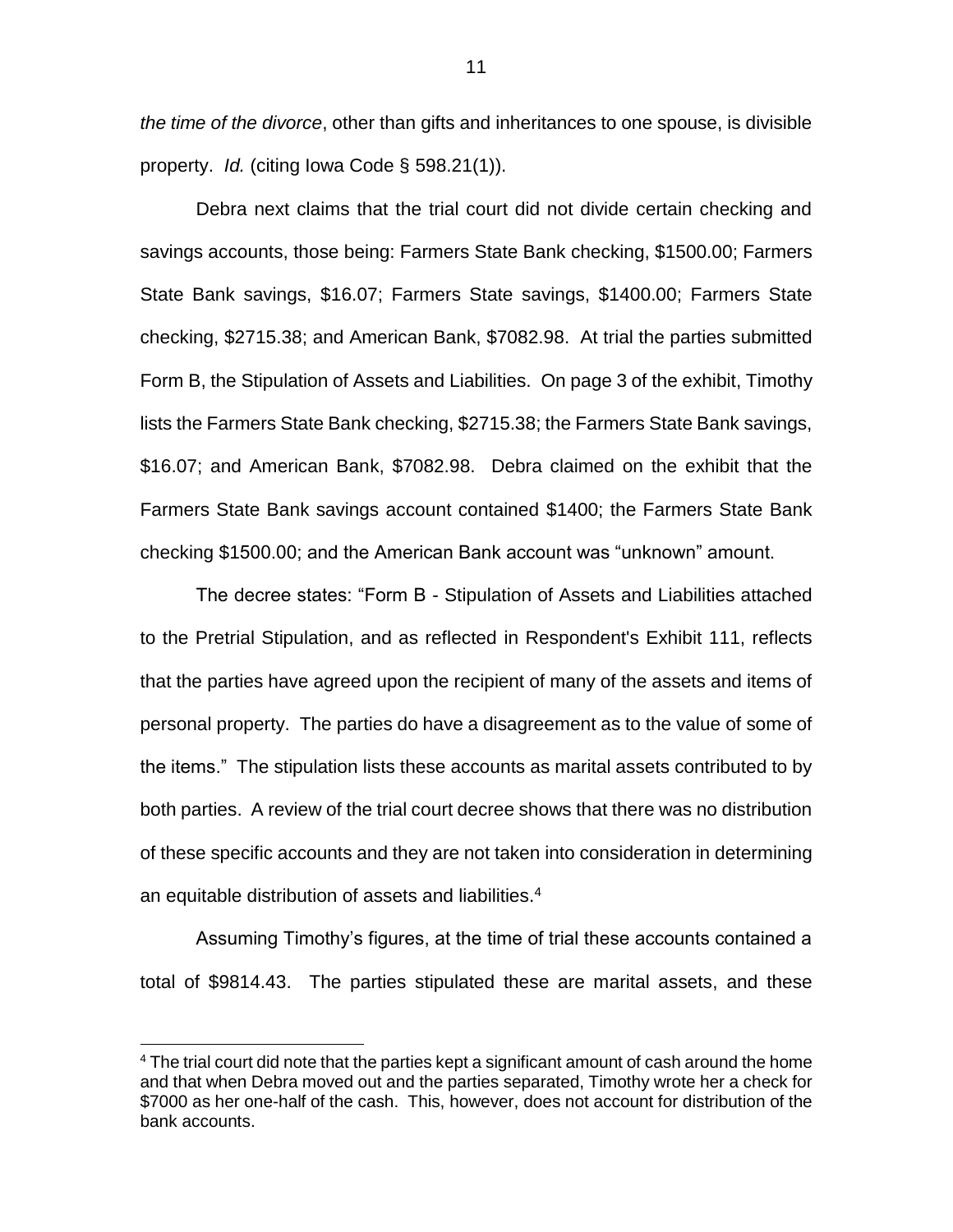*the time of the divorce*, other than gifts and inheritances to one spouse, is divisible property. *Id.* (citing Iowa Code § 598.21(1)).

Debra next claims that the trial court did not divide certain checking and savings accounts, those being: Farmers State Bank checking, $1500.00; Farmers State Bank savings, $16.07; Farmers State savings, $1400.00; Farmers State checking, $2715.38; and American Bank, $7082.98. At trial the parties submitted Form B, the Stipulation of Assets and Liabilities. On page 3 of the exhibit, Timothy lists the Farmers State Bank checking, $2715.38; the Farmers State Bank savings, $16.07; and American Bank, $7082.98. Debra claimed on the exhibit that the Farmers State Bank savings account contained $1400; the Farmers State Bank checking $1500.00; and the American Bank account was "unknown" amount.

The decree states: "Form B - Stipulation of Assets and Liabilities attached to the Pretrial Stipulation, and as reflected in Respondent's Exhibit 111, reflects that the parties have agreed upon the recipient of many of the assets and items of personal property. The parties do have a disagreement as to the value of some of the items." The stipulation lists these accounts as marital assets contributed to by both parties. A review of the trial court decree shows that there was no distribution of these specific accounts and they are not taken into consideration in determining an equitable distribution of assets and liabilities.[4]

Assuming Timothy's figures, at the time of trial these accounts contained a total of $9814.43. The parties stipulated these are marital assets, and these

[4] The trial court did note that the parties kept a significant amount of cash around the home and that when Debra moved out and the parties separated, Timothy wrote her a check for $7000 as her one-half of the cash. This, however, does not account for distribution of the bank accounts.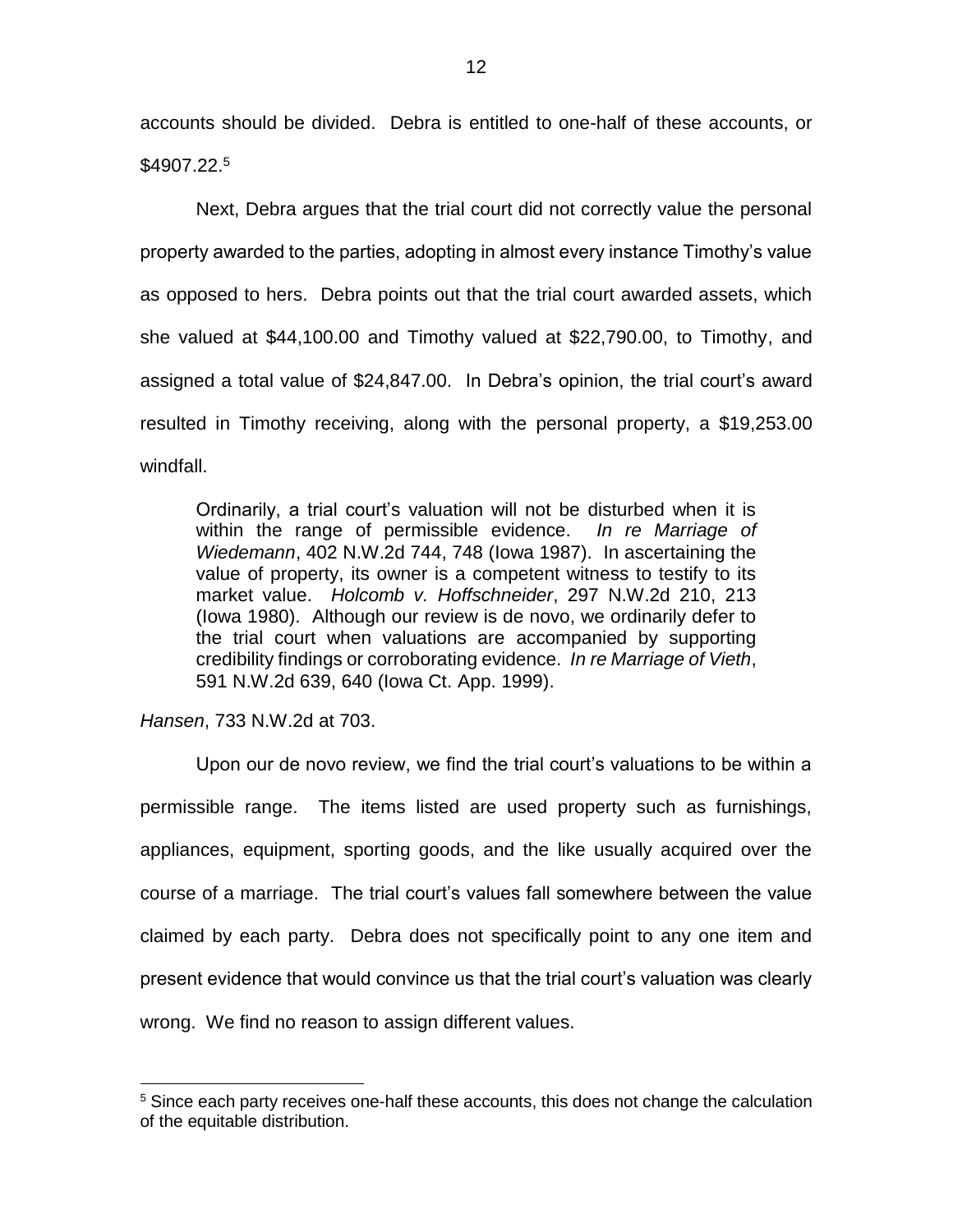accounts should be divided. Debra is entitled to one-half of these accounts, or $4907.22.[5]

Next, Debra argues that the trial court did not correctly value the personal property awarded to the parties, adopting in almost every instance Timothy's value as opposed to hers. Debra points out that the trial court awarded assets, which she valued at $44,100.00 and Timothy valued at $22,790.00, to Timothy, and assigned a total value of $24,847.00. In Debra's opinion, the trial court's award resulted in Timothy receiving, along with the personal property, a $19,253.00 windfall.

> Ordinarily, a trial court's valuation will not be disturbed when it is within the range of permissible evidence. *In re Marriage of Wiedemann*, 402 N.W.2d 744, 748 (Iowa 1987). In ascertaining the value of property, its owner is a competent witness to testify to its market value. *Holcomb v. Hoffschneider*, 297 N.W.2d 210, 213 (Iowa 1980). Although our review is de novo, we ordinarily defer to the trial court when valuations are accompanied by supporting credibility findings or corroborating evidence. *In re Marriage of Vieth*, 591 N.W.2d 639, 640 (Iowa Ct. App. 1999).

*Hansen*, 733 N.W.2d at 703.

Upon our de novo review, we find the trial court's valuations to be within a permissible range. The items listed are used property such as furnishings, appliances, equipment, sporting goods, and the like usually acquired over the course of a marriage. The trial court's values fall somewhere between the value claimed by each party. Debra does not specifically point to any one item and present evidence that would convince us that the trial court's valuation was clearly wrong. We find no reason to assign different values.

---

[5] Since each party receives one-half these accounts, this does not change the calculation of the equitable distribution.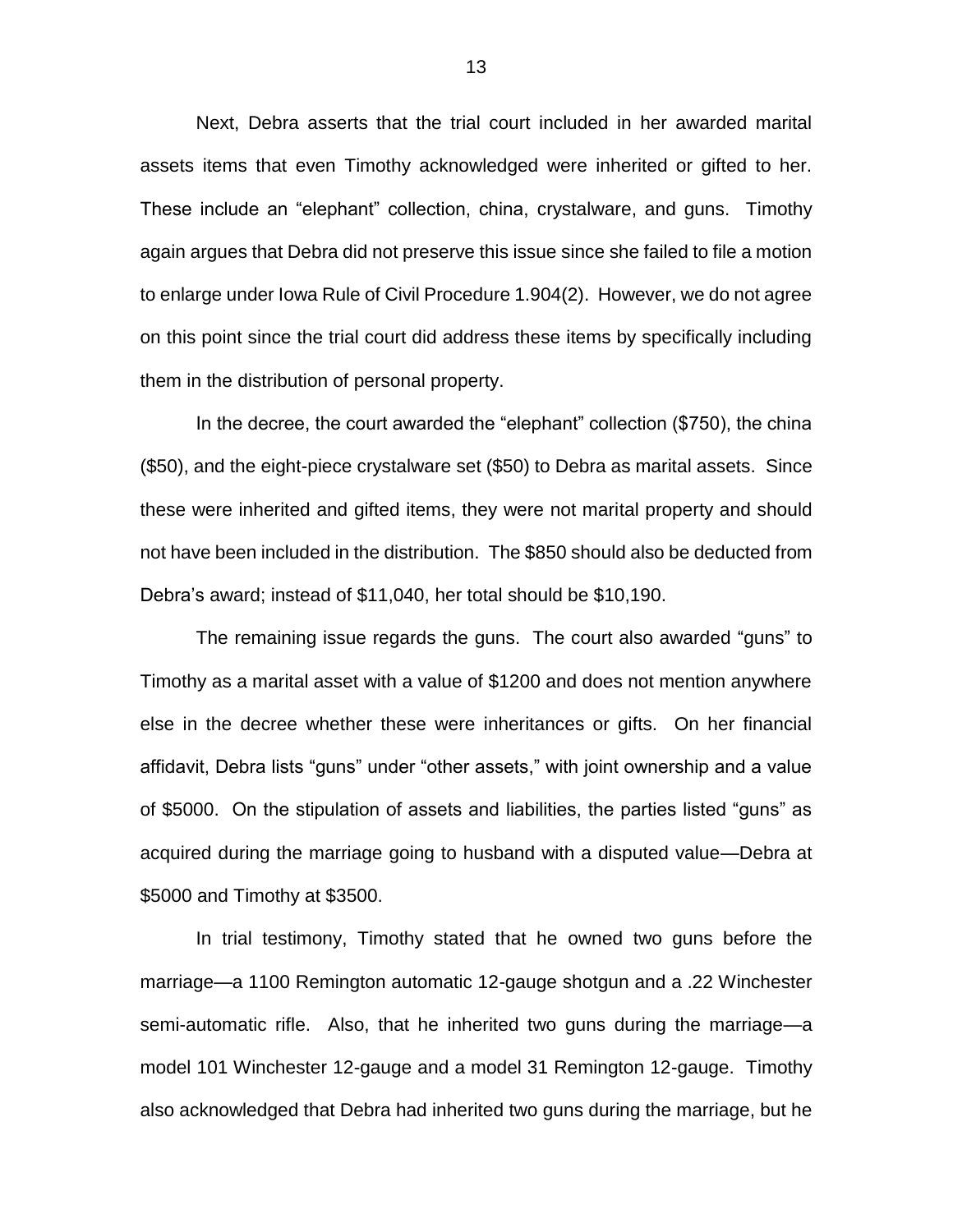Next, Debra asserts that the trial court included in her awarded marital assets items that even Timothy acknowledged were inherited or gifted to her. These include an "elephant" collection, china, crystalware, and guns. Timothy again argues that Debra did not preserve this issue since she failed to file a motion to enlarge under Iowa Rule of Civil Procedure 1.904(2). However, we do not agree on this point since the trial court did address these items by specifically including them in the distribution of personal property.

In the decree, the court awarded the "elephant" collection ($750), the china ($50), and the eight-piece crystalware set ($50) to Debra as marital assets. Since these were inherited and gifted items, they were not marital property and should not have been included in the distribution. The $850 should also be deducted from Debra's award; instead of $11,040, her total should be $10,190.

The remaining issue regards the guns. The court also awarded "guns" to Timothy as a marital asset with a value of $1200 and does not mention anywhere else in the decree whether these were inheritances or gifts. On her financial affidavit, Debra lists "guns" under "other assets," with joint ownership and a value of $5000. On the stipulation of assets and liabilities, the parties listed "guns" as acquired during the marriage going to husband with a disputed value—Debra at $5000 and Timothy at $3500.

In trial testimony, Timothy stated that he owned two guns before the marriage—a 1100 Remington automatic 12-gauge shotgun and a .22 Winchester semi-automatic rifle. Also, that he inherited two guns during the marriage—a model 101 Winchester 12-gauge and a model 31 Remington 12-gauge. Timothy also acknowledged that Debra had inherited two guns during the marriage, but he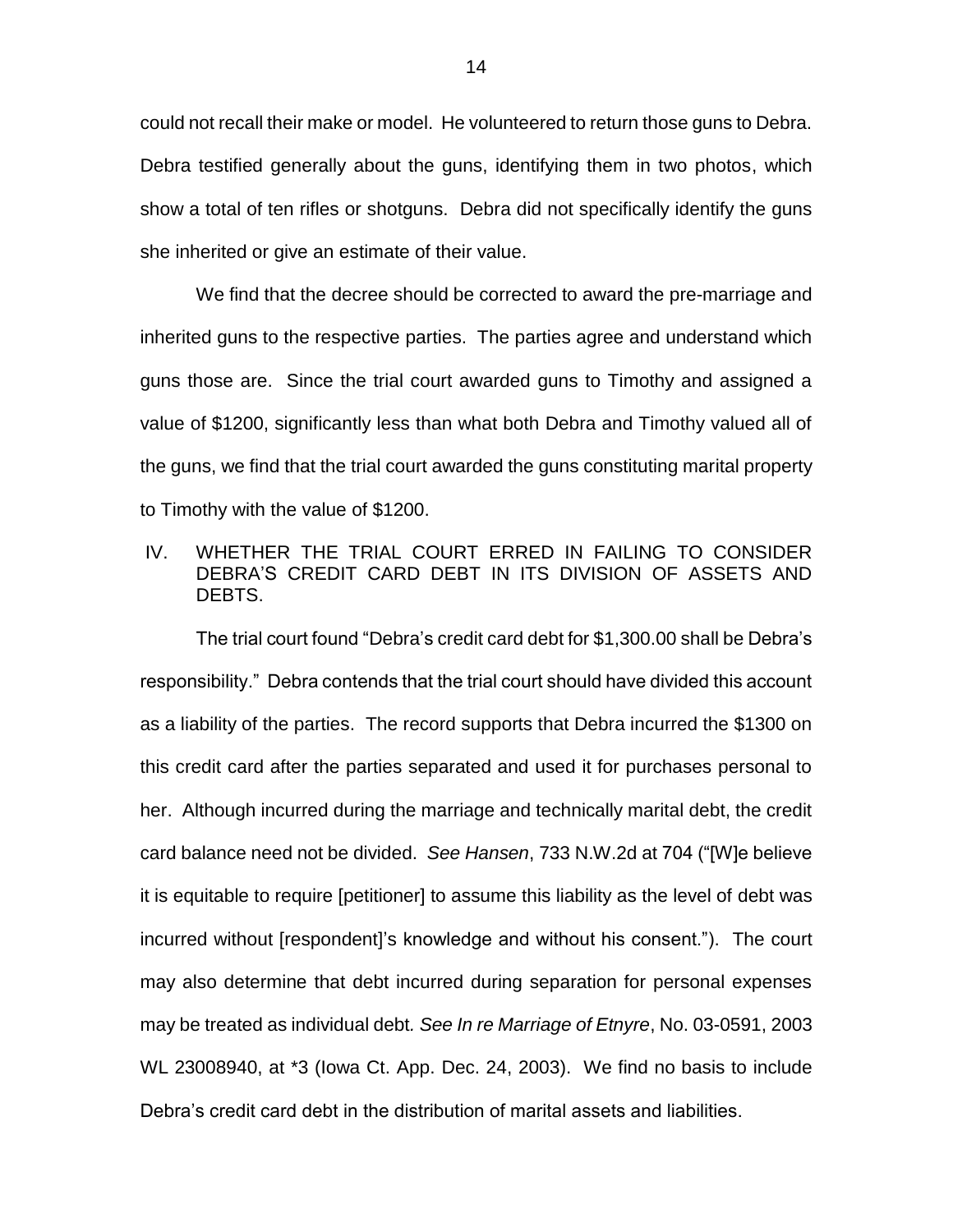could not recall their make or model. He volunteered to return those guns to Debra. Debra testified generally about the guns, identifying them in two photos, which show a total of ten rifles or shotguns. Debra did not specifically identify the guns she inherited or give an estimate of their value.

We find that the decree should be corrected to award the pre-marriage and inherited guns to the respective parties. The parties agree and understand which guns those are. Since the trial court awarded guns to Timothy and assigned a value of $1200, significantly less than what both Debra and Timothy valued all of the guns, we find that the trial court awarded the guns constituting marital property to Timothy with the value of $1200.

## IV. WHETHER THE TRIAL COURT ERRED IN FAILING TO CONSIDER DEBRA'S CREDIT CARD DEBT IN ITS DIVISION OF ASSETS AND DEBTS.

The trial court found "Debra's credit card debt for $1,300.00 shall be Debra's responsibility." Debra contends that the trial court should have divided this account as a liability of the parties. The record supports that Debra incurred the $1300 on this credit card after the parties separated and used it for purchases personal to her. Although incurred during the marriage and technically marital debt, the credit card balance need not be divided. *See Hansen*, 733 N.W.2d at 704 ("[W]e believe it is equitable to require [petitioner] to assume this liability as the level of debt was incurred without [respondent]'s knowledge and without his consent."). The court may also determine that debt incurred during separation for personal expenses may be treated as individual debt. *See In re Marriage of Etnyre*, No. 03-0591, 2003 WL 23008940, at *3 (Iowa Ct. App. Dec. 24, 2003). We find no basis to include Debra's credit card debt in the distribution of marital assets and liabilities.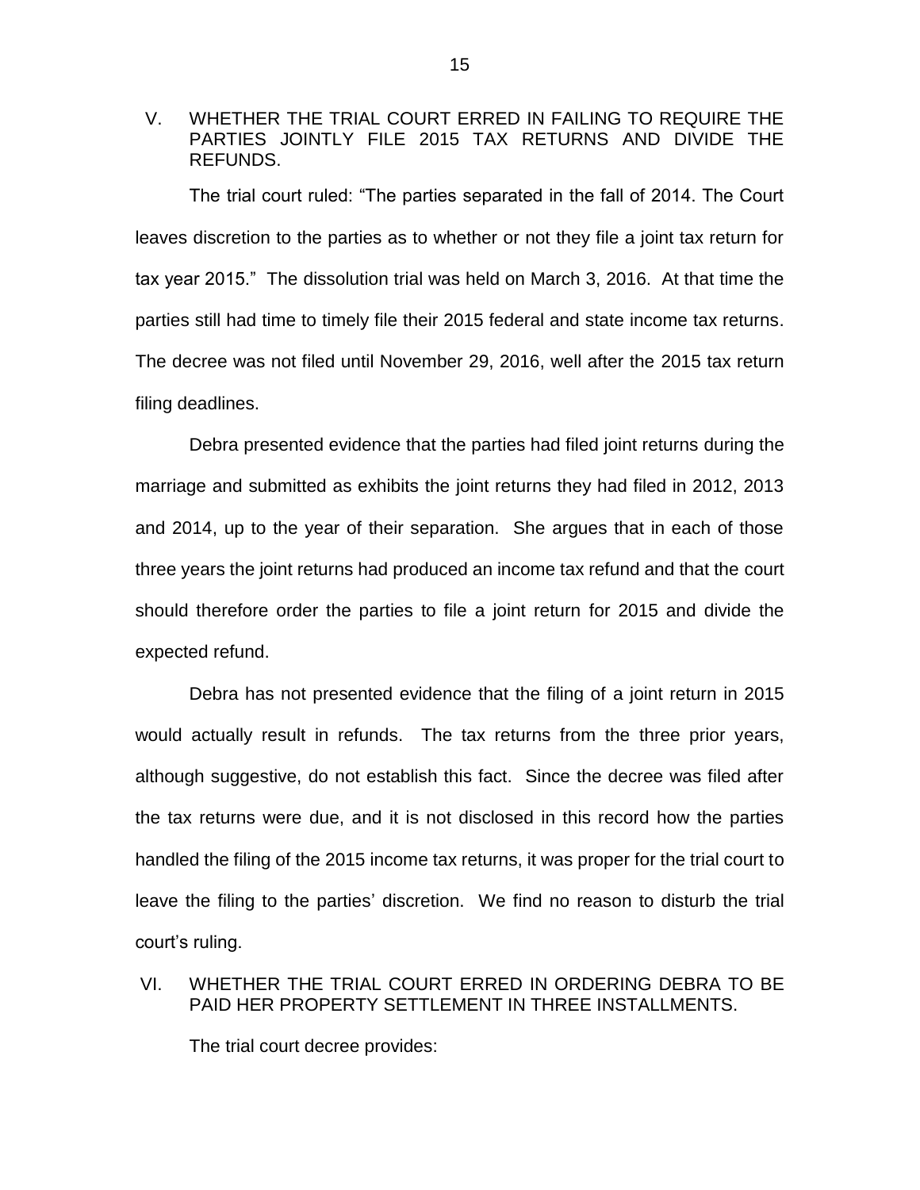## V. WHETHER THE TRIAL COURT ERRED IN FAILING TO REQUIRE THE PARTIES JOINTLY FILE 2015 TAX RETURNS AND DIVIDE THE REFUNDS.

The trial court ruled: "The parties separated in the fall of 2014. The Court leaves discretion to the parties as to whether or not they file a joint tax return for tax year 2015." The dissolution trial was held on March 3, 2016. At that time the parties still had time to timely file their 2015 federal and state income tax returns. The decree was not filed until November 29, 2016, well after the 2015 tax return filing deadlines.

Debra presented evidence that the parties had filed joint returns during the marriage and submitted as exhibits the joint returns they had filed in 2012, 2013 and 2014, up to the year of their separation. She argues that in each of those three years the joint returns had produced an income tax refund and that the court should therefore order the parties to file a joint return for 2015 and divide the expected refund.

Debra has not presented evidence that the filing of a joint return in 2015 would actually result in refunds. The tax returns from the three prior years, although suggestive, do not establish this fact. Since the decree was filed after the tax returns were due, and it is not disclosed in this record how the parties handled the filing of the 2015 income tax returns, it was proper for the trial court to leave the filing to the parties' discretion. We find no reason to disturb the trial court's ruling.

## VI. WHETHER THE TRIAL COURT ERRED IN ORDERING DEBRA TO BE PAID HER PROPERTY SETTLEMENT IN THREE INSTALLMENTS.

The trial court decree provides: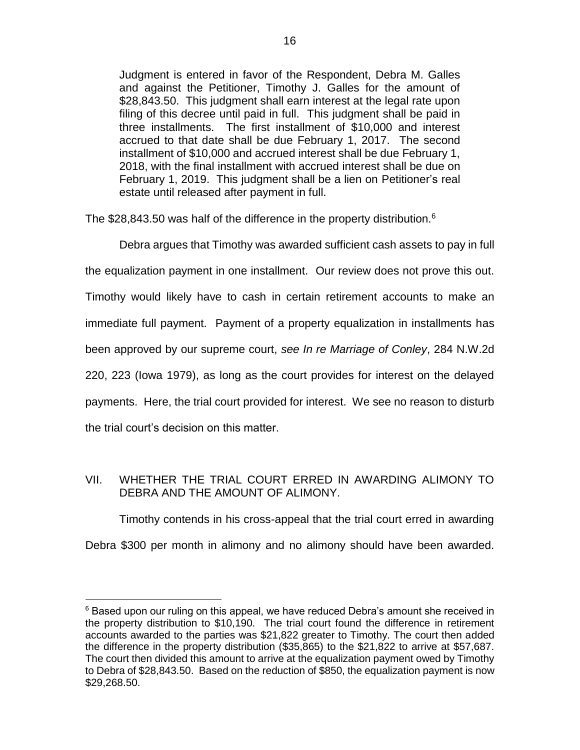> Judgment is entered in favor of the Respondent, Debra M. Galles and against the Petitioner, Timothy J. Galles for the amount of \$28,843.50. This judgment shall earn interest at the legal rate upon filing of this decree until paid in full. This judgment shall be paid in three installments. The first installment of \$10,000 and interest accrued to that date shall be due February 1, 2017. The second installment of \$10,000 and accrued interest shall be due February 1, 2018, with the final installment with accrued interest shall be due on February 1, 2019. This judgment shall be a lien on Petitioner's real estate until released after payment in full.

The \$28,843.50 was half of the difference in the property distribution.[6]

Debra argues that Timothy was awarded sufficient cash assets to pay in full the equalization payment in one installment. Our review does not prove this out. Timothy would likely have to cash in certain retirement accounts to make an immediate full payment. Payment of a property equalization in installments has been approved by our supreme court, *see In re Marriage of Conley*, 284 N.W.2d 220, 223 (Iowa 1979), as long as the court provides for interest on the delayed payments. Here, the trial court provided for interest. We see no reason to disturb the trial court's decision on this matter.

## VII. WHETHER THE TRIAL COURT ERRED IN AWARDING ALIMONY TO DEBRA AND THE AMOUNT OF ALIMONY.

Timothy contends in his cross-appeal that the trial court erred in awarding Debra \$300 per month in alimony and no alimony should have been awarded.

---

[6] Based upon our ruling on this appeal, we have reduced Debra's amount she received in the property distribution to \$10,190. The trial court found the difference in retirement accounts awarded to the parties was \$21,822 greater to Timothy. The court then added the difference in the property distribution (\$35,865) to the \$21,822 to arrive at \$57,687. The court then divided this amount to arrive at the equalization payment owed by Timothy to Debra of \$28,843.50. Based on the reduction of \$850, the equalization payment is now \$29,268.50.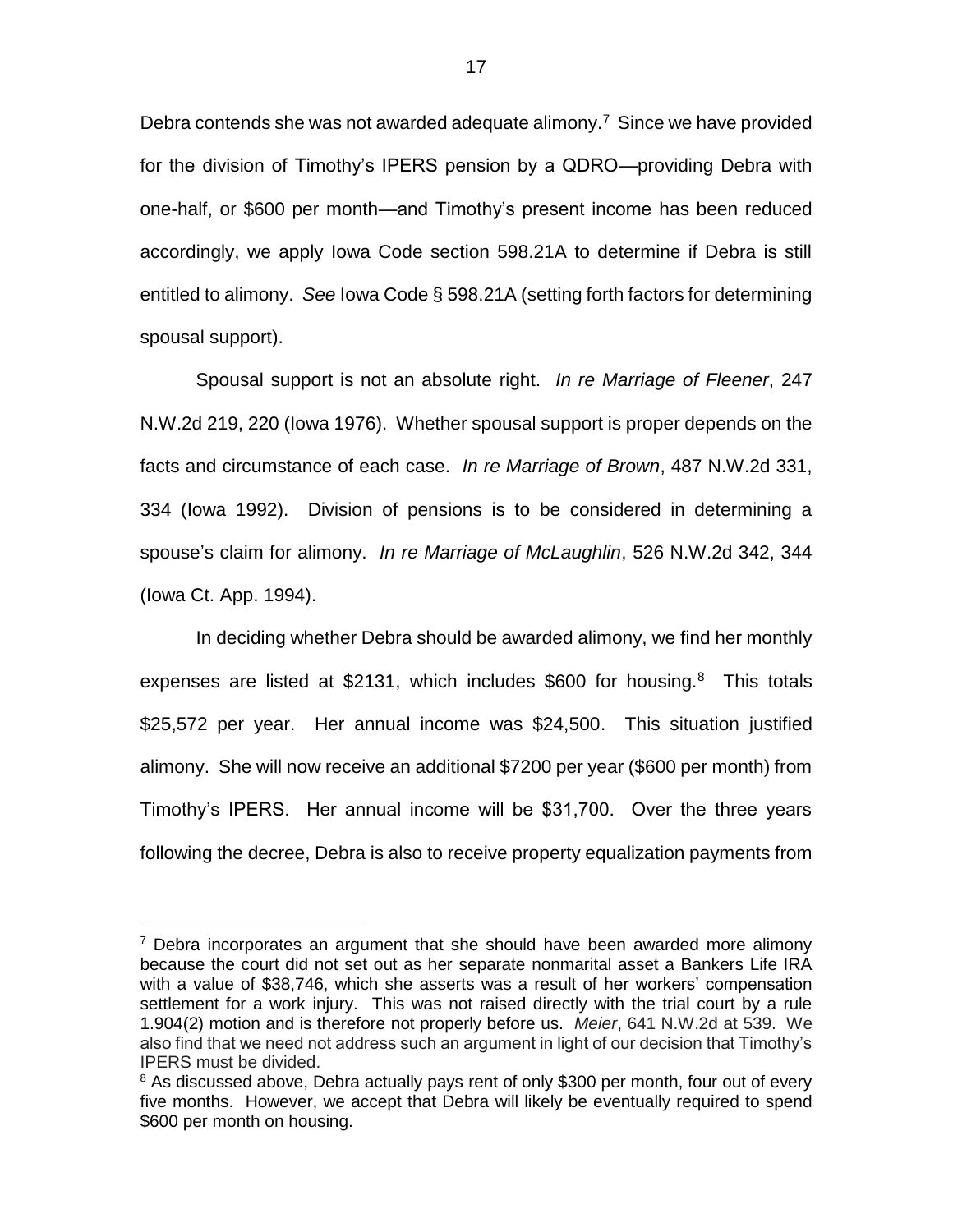Debra contends she was not awarded adequate alimony.[7] Since we have provided for the division of Timothy's IPERS pension by a QDRO—providing Debra with one-half, or $600 per month—and Timothy's present income has been reduced accordingly, we apply Iowa Code section 598.21A to determine if Debra is still entitled to alimony. *See* Iowa Code § 598.21A (setting forth factors for determining spousal support).

Spousal support is not an absolute right. *In re Marriage of Fleener*, 247 N.W.2d 219, 220 (Iowa 1976). Whether spousal support is proper depends on the facts and circumstance of each case. *In re Marriage of Brown*, 487 N.W.2d 331, 334 (Iowa 1992). Division of pensions is to be considered in determining a spouse's claim for alimony. *In re Marriage of McLaughlin*, 526 N.W.2d 342, 344 (Iowa Ct. App. 1994).

In deciding whether Debra should be awarded alimony, we find her monthly expenses are listed at $2131, which includes $600 for housing.[8] This totals $25,572 per year. Her annual income was $24,500. This situation justified alimony. She will now receive an additional $7200 per year ($600 per month) from Timothy's IPERS. Her annual income will be $31,700. Over the three years following the decree, Debra is also to receive property equalization payments from

[7] Debra incorporates an argument that she should have been awarded more alimony because the court did not set out as her separate nonmarital asset a Bankers Life IRA with a value of $38,746, which she asserts was a result of her workers' compensation settlement for a work injury. This was not raised directly with the trial court by a rule 1.904(2) motion and is therefore not properly before us. *Meier*, 641 N.W.2d at 539. We also find that we need not address such an argument in light of our decision that Timothy's IPERS must be divided.

[8] As discussed above, Debra actually pays rent of only $300 per month, four out of every five months. However, we accept that Debra will likely be eventually required to spend $600 per month on housing.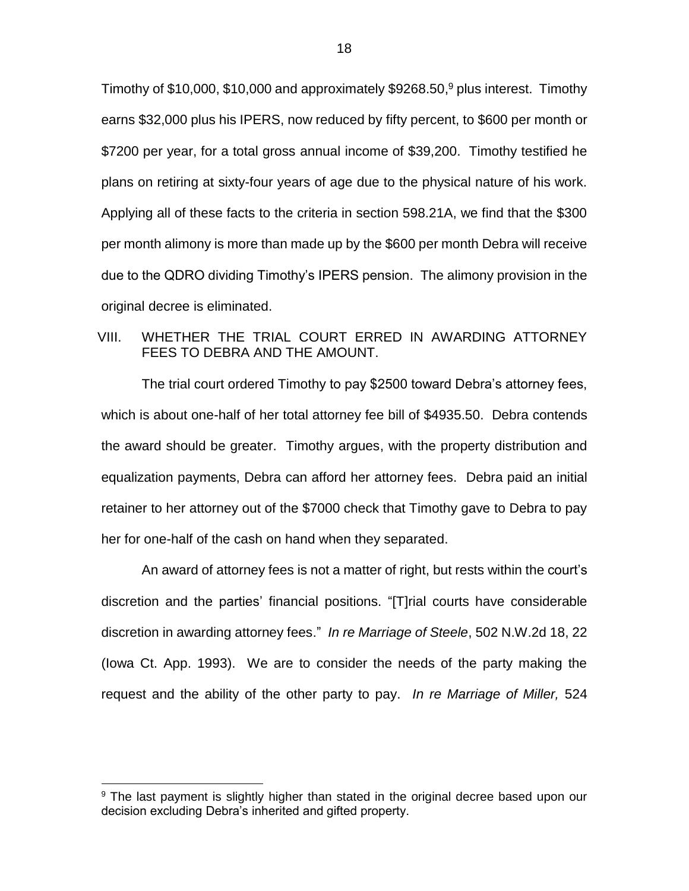Timothy of $10,000, $10,000 and approximately $9268.50,[9] plus interest. Timothy earns $32,000 plus his IPERS, now reduced by fifty percent, to $600 per month or $7200 per year, for a total gross annual income of $39,200. Timothy testified he plans on retiring at sixty-four years of age due to the physical nature of his work. Applying all of these facts to the criteria in section 598.21A, we find that the $300 per month alimony is more than made up by the $600 per month Debra will receive due to the QDRO dividing Timothy's IPERS pension. The alimony provision in the original decree is eliminated.

## VIII. WHETHER THE TRIAL COURT ERRED IN AWARDING ATTORNEY FEES TO DEBRA AND THE AMOUNT.

The trial court ordered Timothy to pay $2500 toward Debra's attorney fees, which is about one-half of her total attorney fee bill of $4935.50. Debra contends the award should be greater. Timothy argues, with the property distribution and equalization payments, Debra can afford her attorney fees. Debra paid an initial retainer to her attorney out of the $7000 check that Timothy gave to Debra to pay her for one-half of the cash on hand when they separated.

An award of attorney fees is not a matter of right, but rests within the court's discretion and the parties' financial positions. "[T]rial courts have considerable discretion in awarding attorney fees." *In re Marriage of Steele*, 502 N.W.2d 18, 22 (Iowa Ct. App. 1993). We are to consider the needs of the party making the request and the ability of the other party to pay. *In re Marriage of Miller,* 524

---

[9] The last payment is slightly higher than stated in the original decree based upon our decision excluding Debra's inherited and gifted property.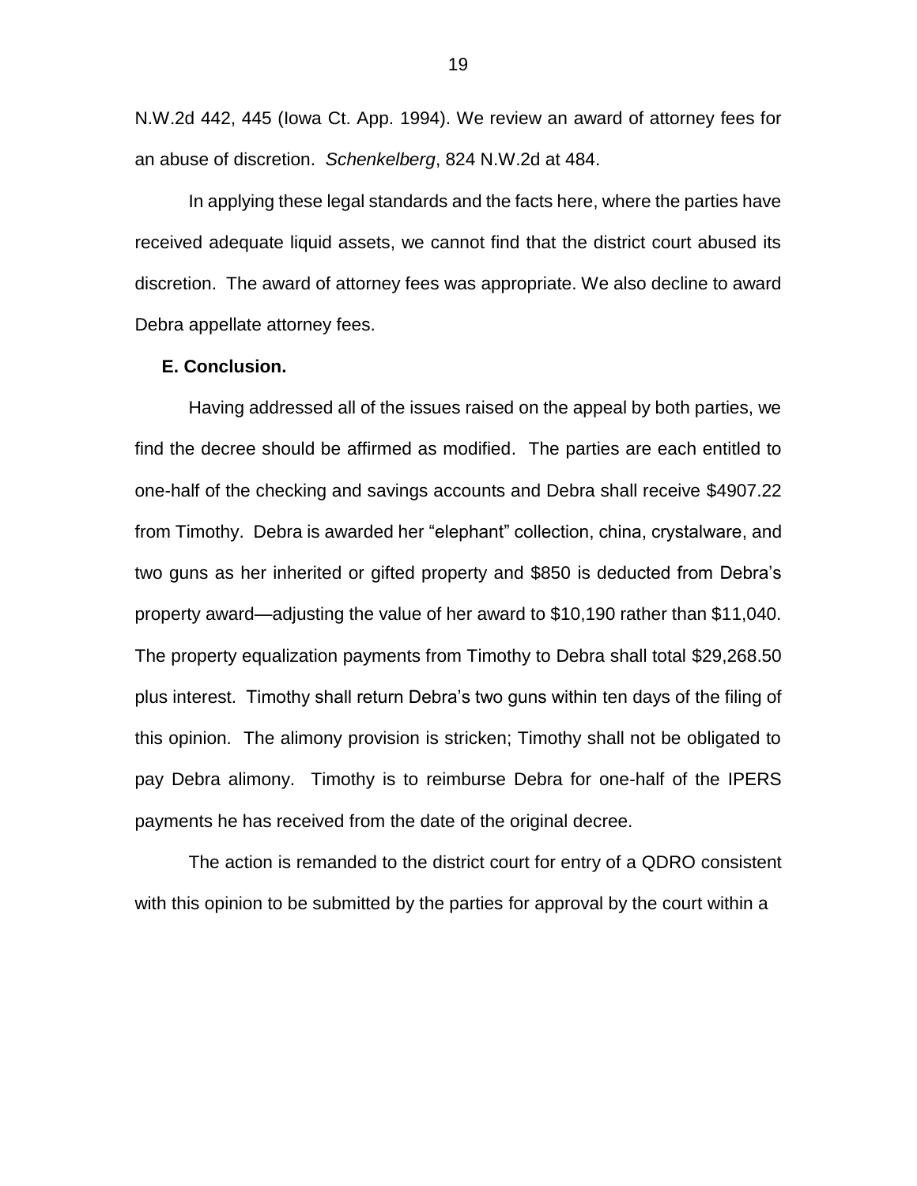N.W.2d 442, 445 (Iowa Ct. App. 1994). We review an award of attorney fees for an abuse of discretion. *Schenkelberg*, 824 N.W.2d at 484.

In applying these legal standards and the facts here, where the parties have received adequate liquid assets, we cannot find that the district court abused its discretion. The award of attorney fees was appropriate. We also decline to award Debra appellate attorney fees.

**E. Conclusion.**

Having addressed all of the issues raised on the appeal by both parties, we find the decree should be affirmed as modified. The parties are each entitled to one-half of the checking and savings accounts and Debra shall receive $4907.22 from Timothy. Debra is awarded her "elephant" collection, china, crystalware, and two guns as her inherited or gifted property and $850 is deducted from Debra's property award—adjusting the value of her award to $10,190 rather than $11,040. The property equalization payments from Timothy to Debra shall total $29,268.50 plus interest. Timothy shall return Debra's two guns within ten days of the filing of this opinion. The alimony provision is stricken; Timothy shall not be obligated to pay Debra alimony. Timothy is to reimburse Debra for one-half of the IPERS payments he has received from the date of the original decree.

The action is remanded to the district court for entry of a QDRO consistent with this opinion to be submitted by the parties for approval by the court within a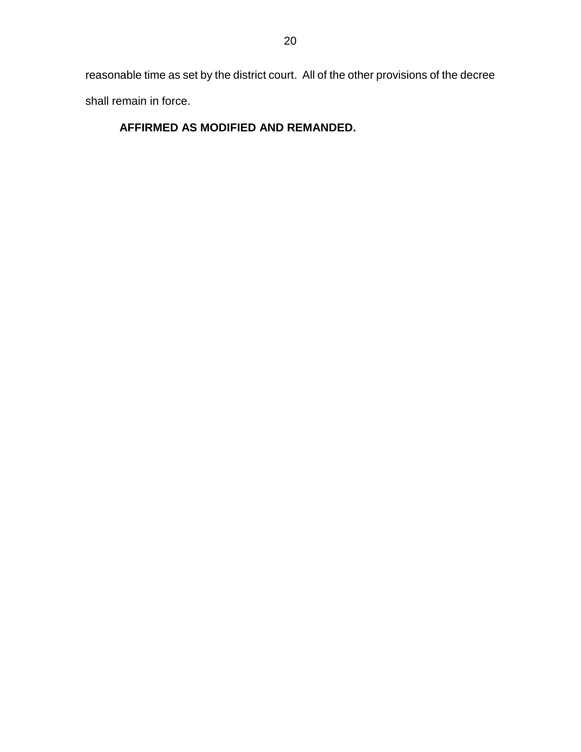reasonable time as set by the district court. All of the other provisions of the decree shall remain in force.

**AFFIRMED AS MODIFIED AND REMANDED.**